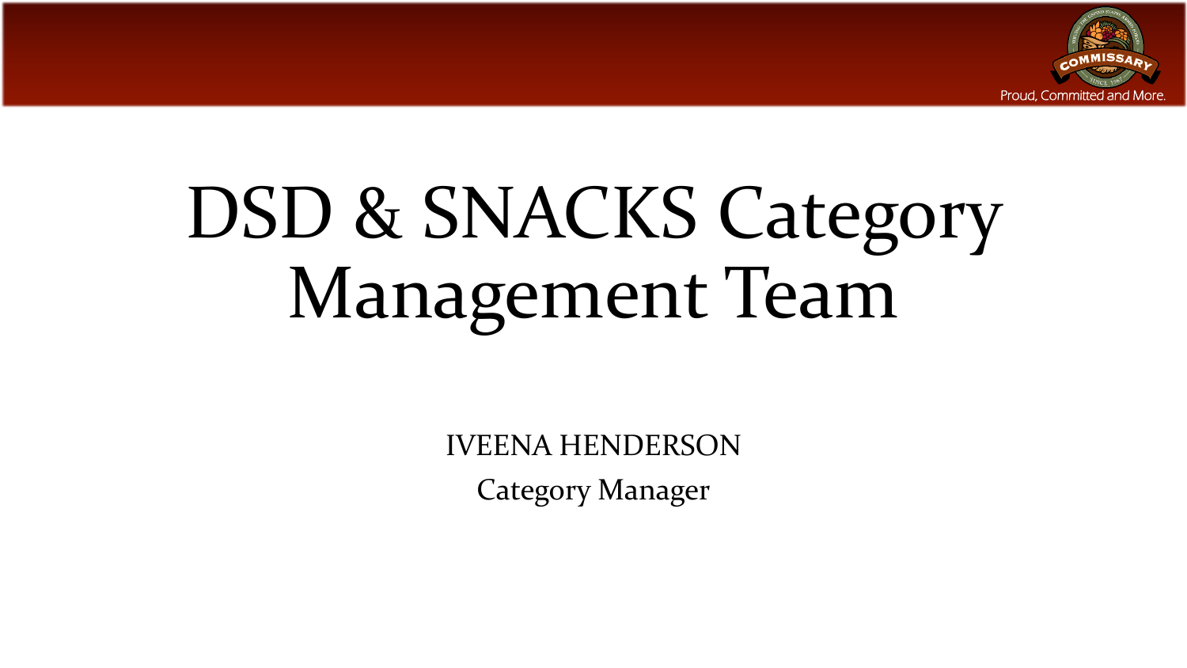Proud, Committed and More.

# DSD & SNACKS Category Management Team

IVEENA HENDERSON

Category Manager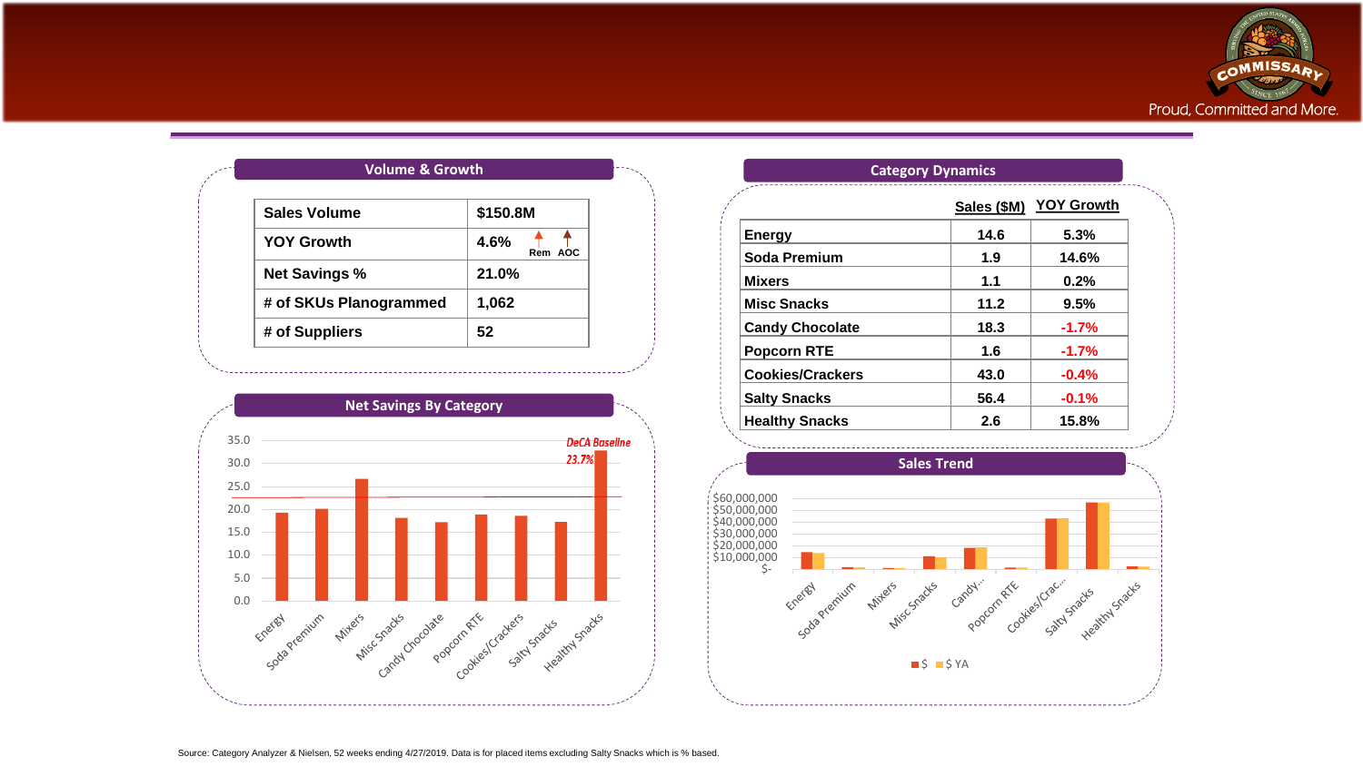## Volume & Growth

| Sales Volume | $150.8M |
|---|---|
| YOY Growth | 4.6% ↑ Rem ↑ AOC |
| Net Savings % | 21.0% |
| # of SKUs Planogrammed | 1,062 |
| # of Suppliers | 52 |

## Category Dynamics

| | Sales ($M) | YOY Growth |
|---|---|---|
| Energy | 14.6 | 5.3% |
| Soda Premium | 1.9 | 14.6% |
| Mixers | 1.1 | 0.2% |
| Misc Snacks | 11.2 | 9.5% |
| Candy Chocolate | 18.3 | -1.7% |
| Popcorn RTE | 1.6 | -1.7% |
| Cookies/Crackers | 43.0 | -0.4% |
| Salty Snacks | 56.4 | -0.1% |
| Healthy Snacks | 2.6 | 15.8% |

## Net Savings By Category

DeCA Baseline 23.7%

Categories: Energy, Soda Premium, Mixers, Misc Snacks, Candy Chocolate, Popcorn RTE, Cookies/Crackers, Salty Snacks, Healthy Snacks

## Sales Trend

Categories: Energy, Soda Premium, Mixers, Misc Snacks, Candy..., Popcorn RTE, Cookies/Crac..., Salty Snacks, Healthy Snacks

Legend: $ ; $ YA

Source: Category Analyzer & Nielsen, 52 weeks ending 4/27/2019. Data is for placed items excluding Salty Snacks which is % based.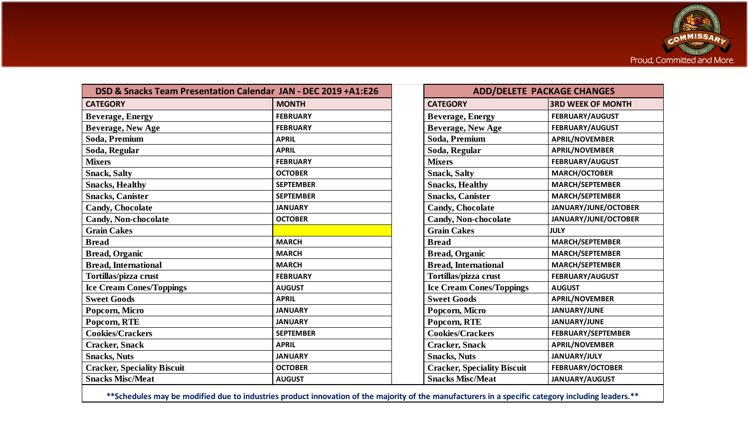| DSD & Snacks Team Presentation Calendar JAN - DEC 2019 +A1:E26 | |
|---|---|
| **CATEGORY** | **MONTH** |
| Beverage, Energy | FEBRUARY |
| Beverage, New Age | FEBRUARY |
| Soda, Premium | APRIL |
| Soda, Regular | APRIL |
| Mixers | FEBRUARY |
| Snack, Salty | OCTOBER |
| Snacks, Healthy | SEPTEMBER |
| Snacks, Canister | SEPTEMBER |
| Candy, Chocolate | JANUARY |
| Candy, Non-chocolate | OCTOBER |
| Grain Cakes | |
| Bread | MARCH |
| Bread, Organic | MARCH |
| Bread, International | MARCH |
| Tortillas/pizza crust | FEBRUARY |
| Ice Cream Cones/Toppings | AUGUST |
| Sweet Goods | APRIL |
| Popcorn, Micro | JANUARY |
| Popcorn, RTE | JANUARY |
| Cookies/Crackers | SEPTEMBER |
| Cracker, Snack | APRIL |
| Snacks, Nuts | JANUARY |
| Cracker, Speciality Biscuit | OCTOBER |
| Snacks Misc/Meat | AUGUST |

| ADD/DELETE PACKAGE CHANGES | |
|---|---|
| **CATEGORY** | **3RD WEEK OF MONTH** |
| Beverage, Energy | FEBRUARY/AUGUST |
| Beverage, New Age | FEBRUARY/AUGUST |
| Soda, Premium | APRIL/NOVEMBER |
| Soda, Regular | APRIL/NOVEMBER |
| Mixers | FEBRUARY/AUGUST |
| Snack, Salty | MARCH/OCTOBER |
| Snacks, Healthy | MARCH/SEPTEMBER |
| Snacks, Canister | MARCH/SEPTEMBER |
| Candy, Chocolate | JANUARY/JUNE/OCTOBER |
| Candy, Non-chocolate | JANUARY/JUNE/OCTOBER |
| Grain Cakes | JULY |
| Bread | MARCH/SEPTEMBER |
| Bread, Organic | MARCH/SEPTEMBER |
| Bread, International | MARCH/SEPTEMBER |
| Tortillas/pizza crust | FEBRUARY/AUGUST |
| Ice Cream Cones/Toppings | AUGUST |
| Sweet Goods | APRIL/NOVEMBER |
| Popcorn, Micro | JANUARY/JUNE |
| Popcorn, RTE | JANUARY/JUNE |
| Cookies/Crackers | FEBRUARY/SEPTEMBER |
| Cracker, Snack | APRIL/NOVEMBER |
| Snacks, Nuts | JANUARY/JULY |
| Cracker, Speciality Biscuit | FEBRUARY/OCTOBER |
| Snacks Misc/Meat | JANUARY/AUGUST |

**Schedules may be modified due to industries product innovation of the majority of the manufacturers in a specific category including leaders.**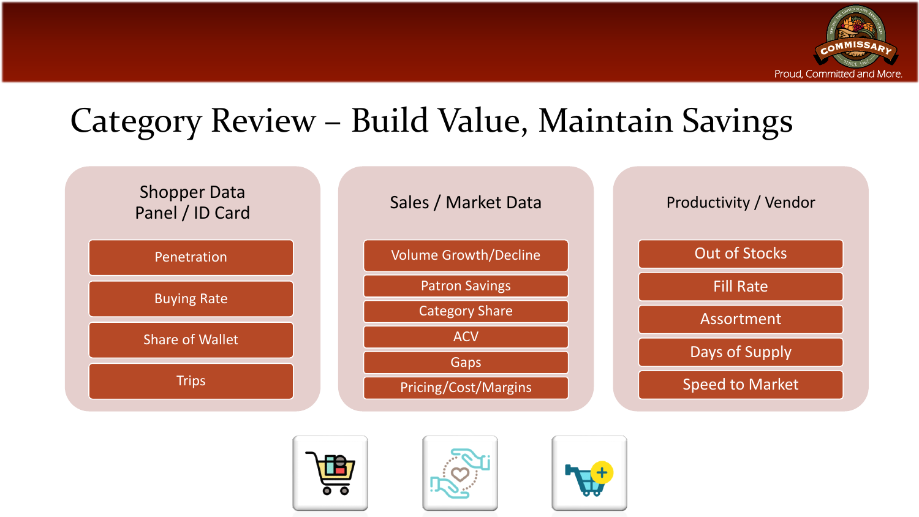# Category Review – Build Value, Maintain Savings

## Shopper Data Panel / ID Card

- Penetration
- Buying Rate
- Share of Wallet
- Trips

## Sales / Market Data

- Volume Growth/Decline
- Patron Savings
- Category Share
- ACV
- Gaps
- Pricing/Cost/Margins

## Productivity / Vendor

- Out of Stocks
- Fill Rate
- Assortment
- Days of Supply
- Speed to Market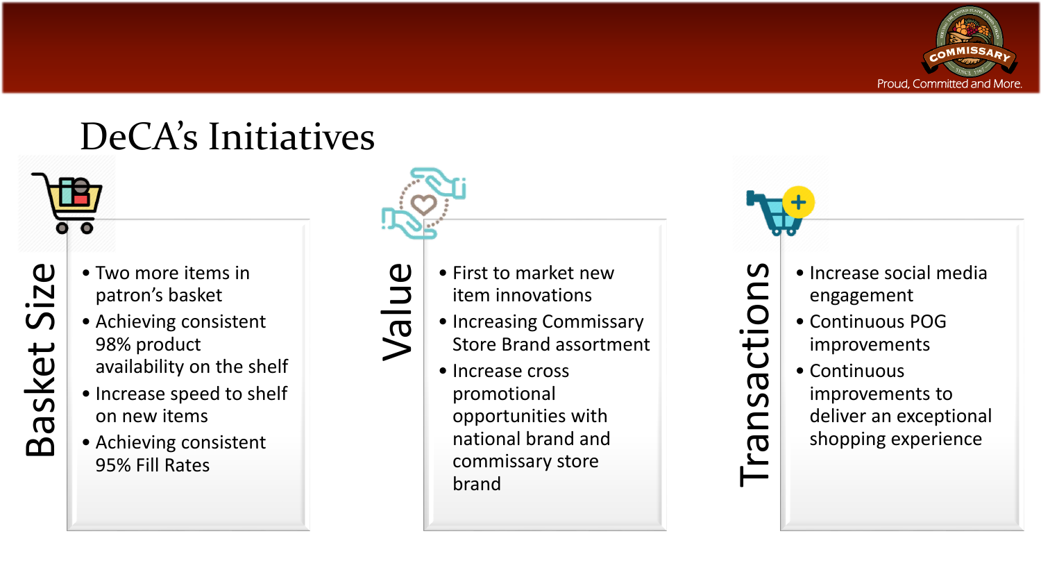# DeCA's Initiatives

## Basket Size

- Two more items in patron's basket
- Achieving consistent 98% product availability on the shelf
- Increase speed to shelf on new items
- Achieving consistent 95% Fill Rates

## Value

- First to market new item innovations
- Increasing Commissary Store Brand assortment
- Increase cross promotional opportunities with national brand and commissary store brand

## Transactions

- Increase social media engagement
- Continuous POG improvements
- Continuous improvements to deliver an exceptional shopping experience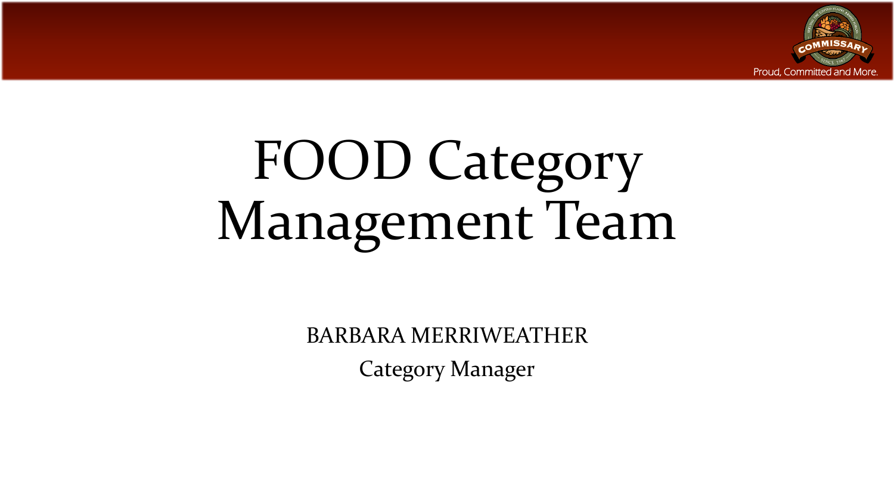# FOOD Category Management Team

BARBARA MERRIWEATHER

Category Manager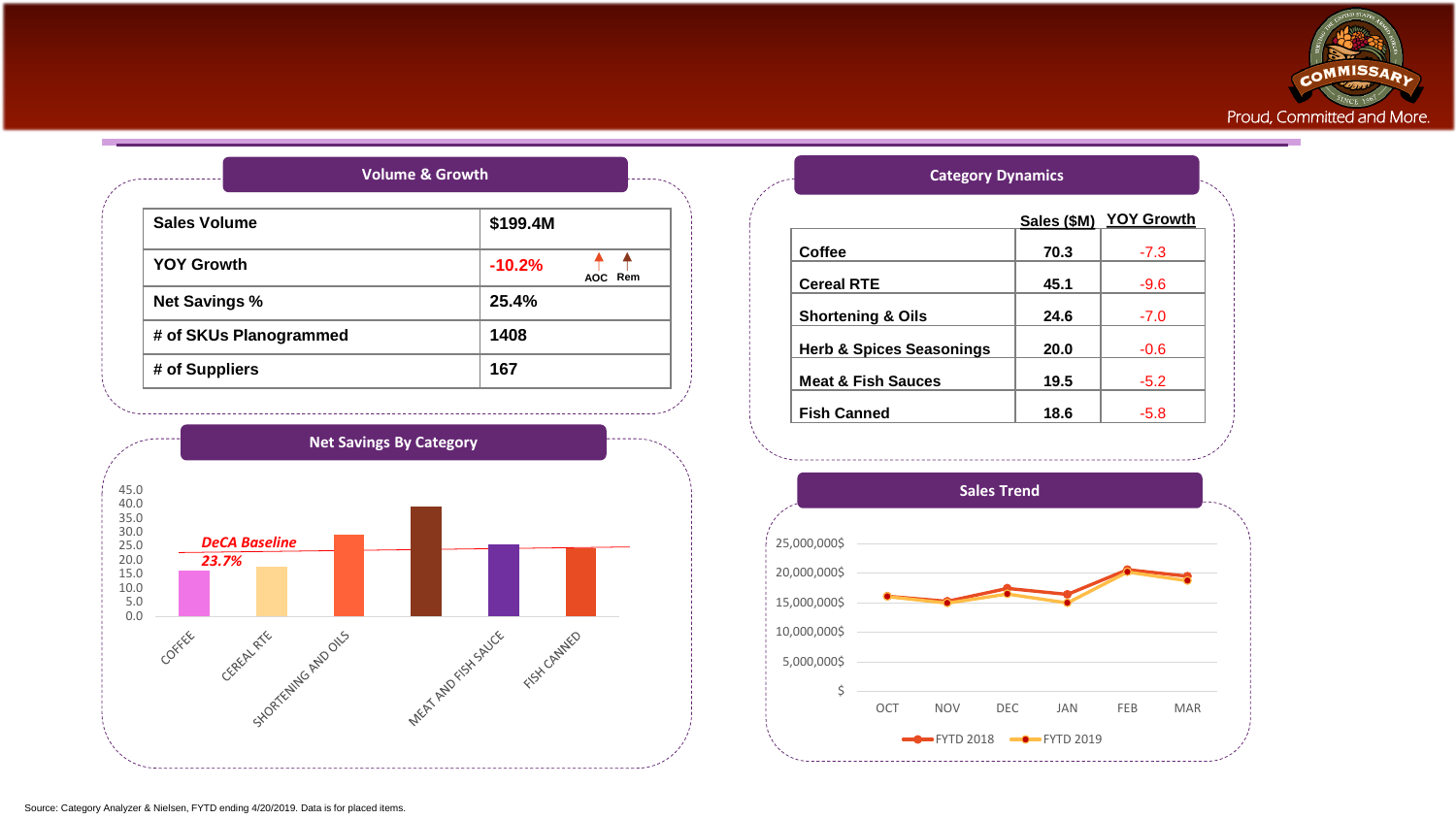Proud, Committed and More.

## Volume & Growth

| Sales Volume | $199.4M |
|---|---|
| YOY Growth | -10.2% (AOC ▲, Rem ▲) |
| Net Savings % | 25.4% |
| # of SKUs Planogrammed | 1408 |
| # of Suppliers | 167 |

## Category Dynamics

| | Sales ($M) | YOY Growth |
|---|---|---|
| Coffee | 70.3 | -7.3 |
| Cereal RTE | 45.1 | -9.6 |
| Shortening & Oils | 24.6 | -7.0 |
| Herb & Spices Seasonings | 20.0 | -0.6 |
| Meat & Fish Sauces | 19.5 | -5.2 |
| Fish Canned | 18.6 | -5.8 |

## Net Savings By Category

*DeCA Baseline 23.7%*

Y-axis: 0.0, 5.0, 10.0, 15.0, 20.0, 25.0, 30.0, 35.0, 40.0, 45.0

Categories: COFFEE, CEREAL RTE, SHORTENING AND OILS, MEAT AND FISH SAUCE, FISH CANNED

## Sales Trend

Y-axis: $, 5,000,000$, 10,000,000$, 15,000,000$, 20,000,000$, 25,000,000$

X-axis: OCT, NOV, DEC, JAN, FEB, MAR

Legend: FYTD 2018, FYTD 2019

Source: Category Analyzer & Nielsen, FYTD ending 4/20/2019. Data is for placed items.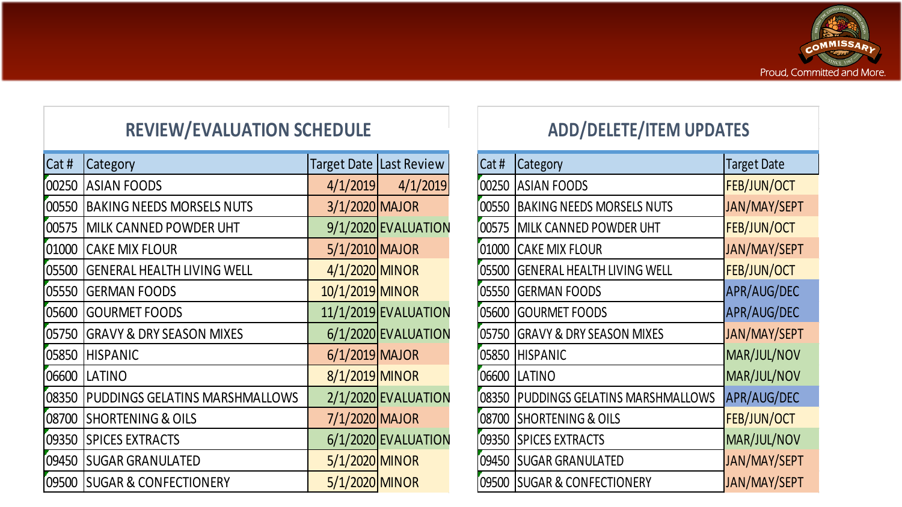## REVIEW/EVALUATION SCHEDULE

| Cat # | Category | Target Date | Last Review |
|---|---|---|---|
| 00250 | ASIAN FOODS | 4/1/2019 | 4/1/2019 |
| 00550 | BAKING NEEDS MORSELS NUTS | 3/1/2020 | MAJOR |
| 00575 | MILK CANNED POWDER UHT | 9/1/2020 | EVALUATION |
| 01000 | CAKE MIX FLOUR | 5/1/2010 | MAJOR |
| 05500 | GENERAL HEALTH LIVING WELL | 4/1/2020 | MINOR |
| 05550 | GERMAN FOODS | 10/1/2019 | MINOR |
| 05600 | GOURMET FOODS | 11/1/2019 | EVALUATION |
| 05750 | GRAVY & DRY SEASON MIXES | 6/1/2020 | EVALUATION |
| 05850 | HISPANIC | 6/1/2019 | MAJOR |
| 06600 | LATINO | 8/1/2019 | MINOR |
| 08350 | PUDDINGS GELATINS MARSHMALLOWS | 2/1/2020 | EVALUATION |
| 08700 | SHORTENING & OILS | 7/1/2020 | MAJOR |
| 09350 | SPICES EXTRACTS | 6/1/2020 | EVALUATION |
| 09450 | SUGAR GRANULATED | 5/1/2020 | MINOR |
| 09500 | SUGAR & CONFECTIONERY | 5/1/2020 | MINOR |

## ADD/DELETE/ITEM UPDATES

| Cat # | Category | Target Date |
|---|---|---|
| 00250 | ASIAN FOODS | FEB/JUN/OCT |
| 00550 | BAKING NEEDS MORSELS NUTS | JAN/MAY/SEPT |
| 00575 | MILK CANNED POWDER UHT | FEB/JUN/OCT |
| 01000 | CAKE MIX FLOUR | JAN/MAY/SEPT |
| 05500 | GENERAL HEALTH LIVING WELL | FEB/JUN/OCT |
| 05550 | GERMAN FOODS | APR/AUG/DEC |
| 05600 | GOURMET FOODS | APR/AUG/DEC |
| 05750 | GRAVY & DRY SEASON MIXES | JAN/MAY/SEPT |
| 05850 | HISPANIC | MAR/JUL/NOV |
| 06600 | LATINO | MAR/JUL/NOV |
| 08350 | PUDDINGS GELATINS MARSHMALLOWS | APR/AUG/DEC |
| 08700 | SHORTENING & OILS | FEB/JUN/OCT |
| 09350 | SPICES EXTRACTS | MAR/JUL/NOV |
| 09450 | SUGAR GRANULATED | JAN/MAY/SEPT |
| 09500 | SUGAR & CONFECTIONERY | JAN/MAY/SEPT |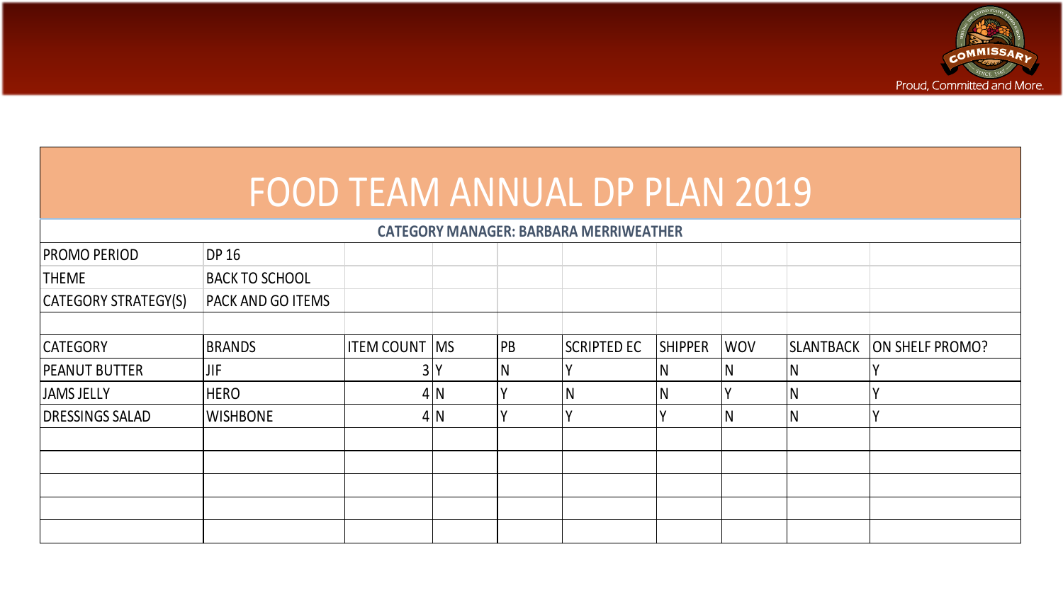# FOOD TEAM ANNUAL DP PLAN 2019

**CATEGORY MANAGER: BARBARA MERRIWEATHER**

| | |
|---|---|
| PROMO PERIOD | DP 16 |
| THEME | BACK TO SCHOOL |
| CATEGORY STRATEGY(S) | PACK AND GO ITEMS |

| CATEGORY | BRANDS | ITEM COUNT | MS | PB | SCRIPTED EC | SHIPPER | WOV | SLANTBACK | ON SHELF PROMO? |
|---|---|---|---|---|---|---|---|---|---|
| PEANUT BUTTER | JIF | 3 | Y | N | Y | N | N | N | Y |
| JAMS JELLY | HERO | 4 | N | Y | N | N | Y | N | Y |
| DRESSINGS SALAD | WISHBONE | 4 | N | Y | Y | Y | N | N | Y |
| | | | | | | | | | |
| | | | | | | | | | |
| | | | | | | | | | |
| | | | | | | | | | |
| | | | | | | | | | |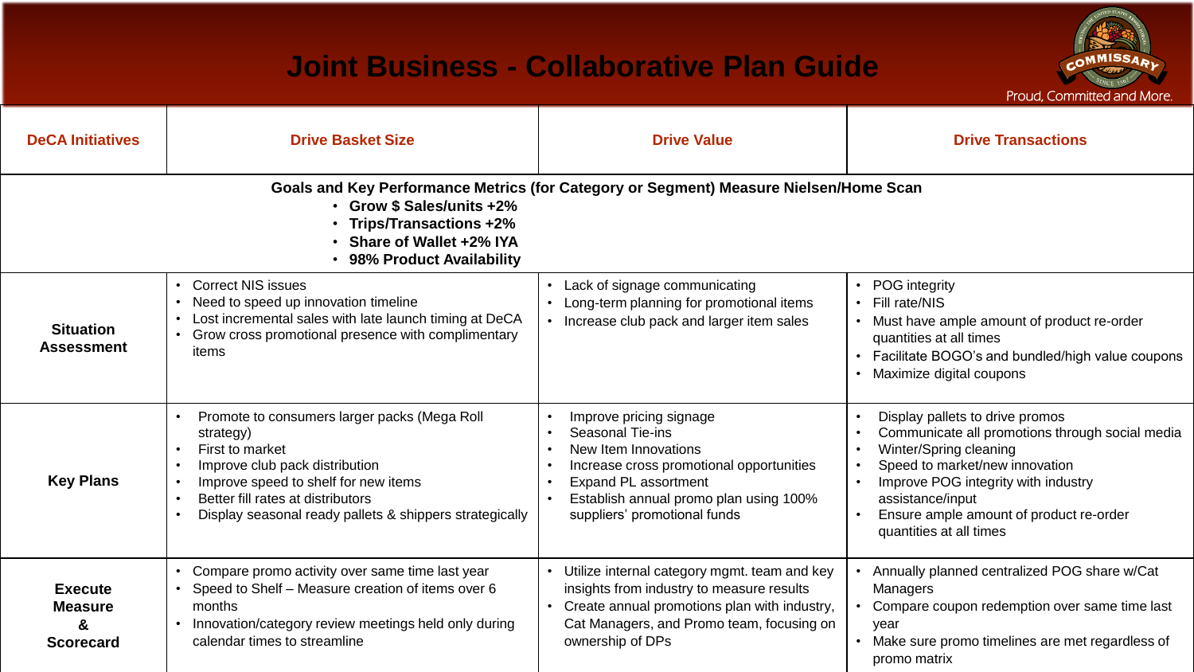# Joint Business - Collaborative Plan Guide

Proud, Committed and More.

| DeCA Initiatives | Drive Basket Size | Drive Value | Drive Transactions |
|---|---|---|---|
| **Goals and Key Performance Metrics (for Category or Segment) Measure Nielsen/Home Scan** <br>• **Grow $ Sales/units +2%** <br>• **Trips/Transactions +2%** <br>• **Share of Wallet +2% IYA** <br>• **98% Product Availability** | | | |
| **Situation Assessment** | • Correct NIS issues <br>• Need to speed up innovation timeline <br>• Lost incremental sales with late launch timing at DeCA <br>• Grow cross promotional presence with complimentary items | • Lack of signage communicating <br>• Long-term planning for promotional items <br>• Increase club pack and larger item sales | • POG integrity <br>• Fill rate/NIS <br>• Must have ample amount of product re-order quantities at all times <br>• Facilitate BOGO's and bundled/high value coupons <br>• Maximize digital coupons |
| **Key Plans** | • Promote to consumers larger packs (Mega Roll strategy) <br>• First to market <br>• Improve club pack distribution <br>• Improve speed to shelf for new items <br>• Better fill rates at distributors <br>• Display seasonal ready pallets & shippers strategically | • Improve pricing signage <br>• Seasonal Tie-ins <br>• New Item Innovations <br>• Increase cross promotional opportunities <br>• Expand PL assortment <br>• Establish annual promo plan using 100% suppliers' promotional funds | • Display pallets to drive promos <br>• Communicate all promotions through social media <br>• Winter/Spring cleaning <br>• Speed to market/new innovation <br>• Improve POG integrity with industry assistance/input <br>• Ensure ample amount of product re-order quantities at all times |
| **Execute Measure & Scorecard** | • Compare promo activity over same time last year <br>• Speed to Shelf – Measure creation of items over 6 months <br>• Innovation/category review meetings held only during calendar times to streamline | • Utilize internal category mgmt. team and key insights from industry to measure results <br>• Create annual promotions plan with industry, Cat Managers, and Promo team, focusing on ownership of DPs | • Annually planned centralized POG share w/Cat Managers <br>• Compare coupon redemption over same time last year <br>• Make sure promo timelines are met regardless of promo matrix |